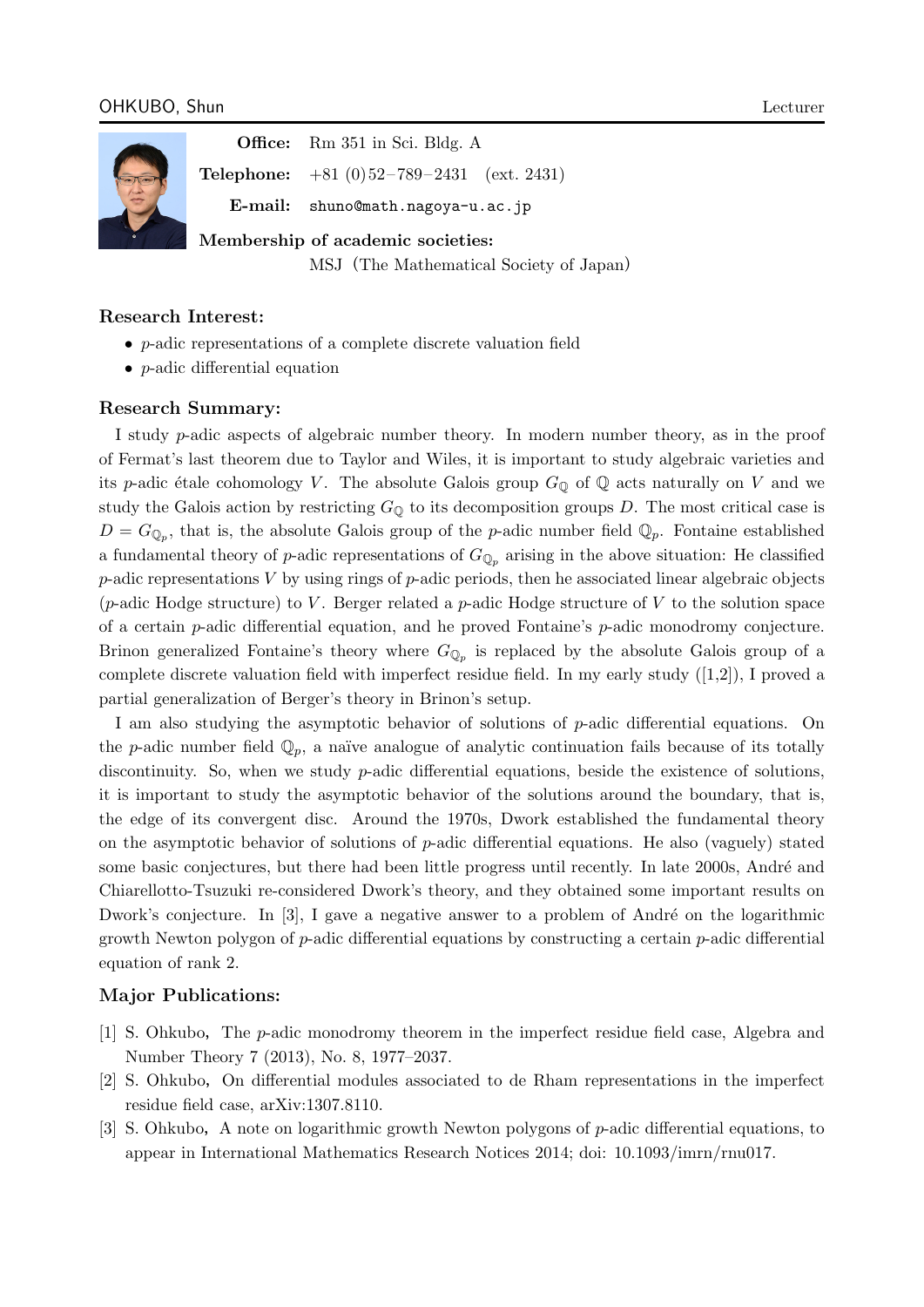## OHKUBO, Shun

Lecturer

**Office:** Rm 351 in Sci. Bldg. A

**Telephone:** +81 (0)52–789–2431 (ext. 2431)

**E-mail:** shuno@math.nagoya-u.ac.jp

**Membership of academic societies:**
MSJ（The Mathematical Society of Japan）

### Research Interest:

- $p$-adic representations of a complete discrete valuation field
- $p$-adic differential equation

### Research Summary:

I study $p$-adic aspects of algebraic number theory. In modern number theory, as in the proof of Fermat's last theorem due to Taylor and Wiles, it is important to study algebraic varieties and its $p$-adic étale cohomology $V$. The absolute Galois group $G_{\mathbb{Q}}$ of $\mathbb{Q}$ acts naturally on $V$ and we study the Galois action by restricting $G_{\mathbb{Q}}$ to its decomposition groups $D$. The most critical case is $D = G_{\mathbb{Q}_p}$, that is, the absolute Galois group of the $p$-adic number field $\mathbb{Q}_p$. Fontaine established a fundamental theory of $p$-adic representations of $G_{\mathbb{Q}_p}$ arising in the above situation: He classified $p$-adic representations $V$ by using rings of $p$-adic periods, then he associated linear algebraic objects ($p$-adic Hodge structure) to $V$. Berger related a $p$-adic Hodge structure of $V$ to the solution space of a certain $p$-adic differential equation, and he proved Fontaine's $p$-adic monodromy conjecture. Brinon generalized Fontaine's theory where $G_{\mathbb{Q}_p}$ is replaced by the absolute Galois group of a complete discrete valuation field with imperfect residue field. In my early study ([1,2]), I proved a partial generalization of Berger's theory in Brinon's setup.

I am also studying the asymptotic behavior of solutions of $p$-adic differential equations. On the $p$-adic number field $\mathbb{Q}_p$, a naïve analogue of analytic continuation fails because of its totally discontinuity. So, when we study $p$-adic differential equations, beside the existence of solutions, it is important to study the asymptotic behavior of the solutions around the boundary, that is, the edge of its convergent disc. Around the 1970s, Dwork established the fundamental theory on the asymptotic behavior of solutions of $p$-adic differential equations. He also (vaguely) stated some basic conjectures, but there had been little progress until recently. In late 2000s, André and Chiarellotto-Tsuzuki re-considered Dwork's theory, and they obtained some important results on Dwork's conjecture. In [3], I gave a negative answer to a problem of André on the logarithmic growth Newton polygon of $p$-adic differential equations by constructing a certain $p$-adic differential equation of rank 2.

### Major Publications:

[1] S. Ohkubo, The $p$-adic monodromy theorem in the imperfect residue field case, Algebra and Number Theory 7 (2013), No. 8, 1977–2037.

[2] S. Ohkubo, On differential modules associated to de Rham representations in the imperfect residue field case, arXiv:1307.8110.

[3] S. Ohkubo, A note on logarithmic growth Newton polygons of $p$-adic differential equations, to appear in International Mathematics Research Notices 2014; doi: 10.1093/imrn/rnu017.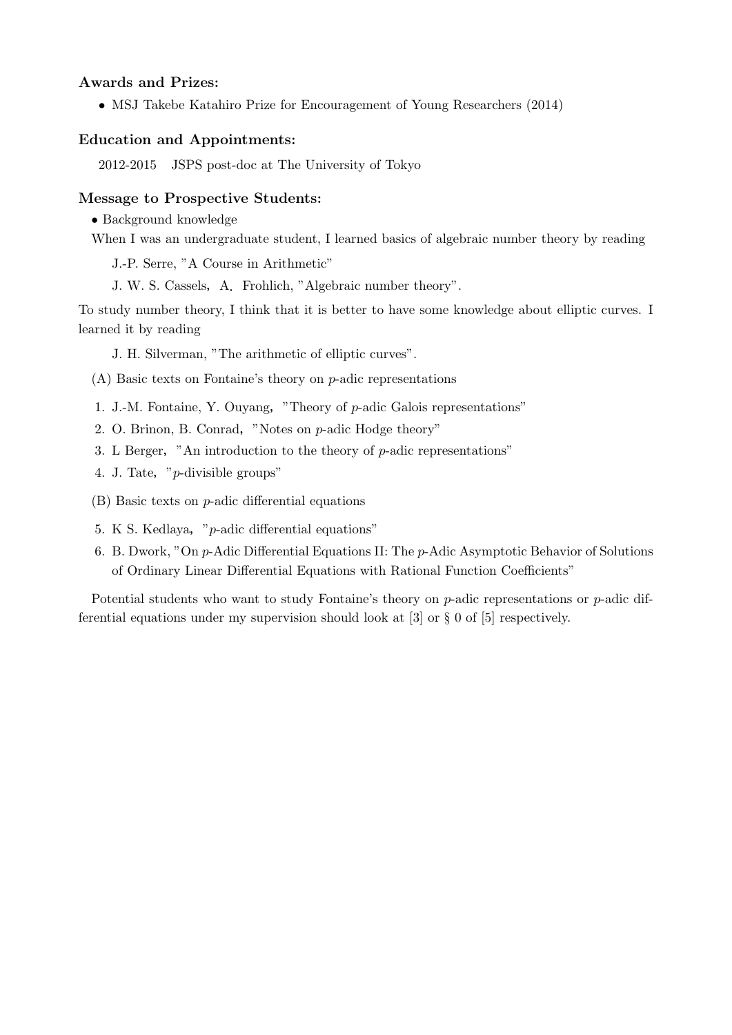**Awards and Prizes:**

- MSJ Takebe Katahiro Prize for Encouragement of Young Researchers (2014)

**Education and Appointments:**

2012-2015 JSPS post-doc at The University of Tokyo

**Message to Prospective Students:**

- Background knowledge

When I was an undergraduate student, I learned basics of algebraic number theory by reading

J.-P. Serre, "A Course in Arithmetic"

J. W. S. Cassels, A. Frohlich, "Algebraic number theory".

To study number theory, I think that it is better to have some knowledge about elliptic curves. I learned it by reading

J. H. Silverman, "The arithmetic of elliptic curves".

(A) Basic texts on Fontaine's theory on $p$-adic representations

1. J.-M. Fontaine, Y. Ouyang, "Theory of $p$-adic Galois representations"
2. O. Brinon, B. Conrad, "Notes on $p$-adic Hodge theory"
3. L Berger, "An introduction to the theory of $p$-adic representations"
4. J. Tate, "$p$-divisible groups"

(B) Basic texts on $p$-adic differential equations

5. K S. Kedlaya, "$p$-adic differential equations"
6. B. Dwork, "On $p$-Adic Differential Equations II: The $p$-Adic Asymptotic Behavior of Solutions of Ordinary Linear Differential Equations with Rational Function Coefficients"

Potential students who want to study Fontaine's theory on $p$-adic representations or $p$-adic differential equations under my supervision should look at [3] or § 0 of [5] respectively.